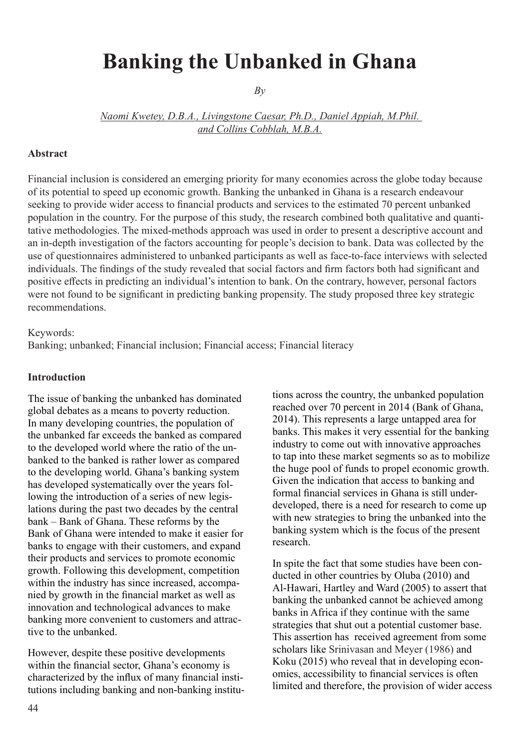# Banking the Unbanked in Ghana

*By*

*Naomi Kwetey, D.B.A., Livingstone Caesar, Ph.D., Daniel Appiah, M.Phil. and Collins Cobblah, M.B.A.*

**Abstract**

Financial inclusion is considered an emerging priority for many economies across the globe today because of its potential to speed up economic growth. Banking the unbanked in Ghana is a research endeavour seeking to provide wider access to financial products and services to the estimated 70 percent unbanked population in the country. For the purpose of this study, the research combined both qualitative and quantitative methodologies. The mixed-methods approach was used in order to present a descriptive account and an in-depth investigation of the factors accounting for people's decision to bank. Data was collected by the use of questionnaires administered to unbanked participants as well as face-to-face interviews with selected individuals. The findings of the study revealed that social factors and firm factors both had significant and positive effects in predicting an individual's intention to bank. On the contrary, however, personal factors were not found to be significant in predicting banking propensity. The study proposed three key strategic recommendations.

Keywords:
Banking; unbanked; Financial inclusion; Financial access; Financial literacy

**Introduction**

The issue of banking the unbanked has dominated global debates as a means to poverty reduction. In many developing countries, the population of the unbanked far exceeds the banked as compared to the developed world where the ratio of the unbanked to the banked is rather lower as compared to the developing world. Ghana's banking system has developed systematically over the years following the introduction of a series of new legislations during the past two decades by the central bank – Bank of Ghana. These reforms by the Bank of Ghana were intended to make it easier for banks to engage with their customers, and expand their products and services to promote economic growth. Following this development, competition within the industry has since increased, accompanied by growth in the financial market as well as innovation and technological advances to make banking more convenient to customers and attractive to the unbanked.

However, despite these positive developments within the financial sector, Ghana's economy is characterized by the influx of many financial institutions including banking and non-banking institutions across the country, the unbanked population reached over 70 percent in 2014 (Bank of Ghana, 2014). This represents a large untapped area for banks. This makes it very essential for the banking industry to come out with innovative approaches to tap into these market segments so as to mobilize the huge pool of funds to propel economic growth. Given the indication that access to banking and formal financial services in Ghana is still underdeveloped, there is a need for research to come up with new strategies to bring the unbanked into the banking system which is the focus of the present research.

In spite the fact that some studies have been conducted in other countries by Oluba (2010) and Al-Hawari, Hartley and Ward (2005) to assert that banking the unbanked cannot be achieved among banks in Africa if they continue with the same strategies that shut out a potential customer base. This assertion has received agreement from some scholars like Srinivasan and Meyer (1986) and Koku (2015) who reveal that in developing economies, accessibility to financial services is often limited and therefore, the provision of wider access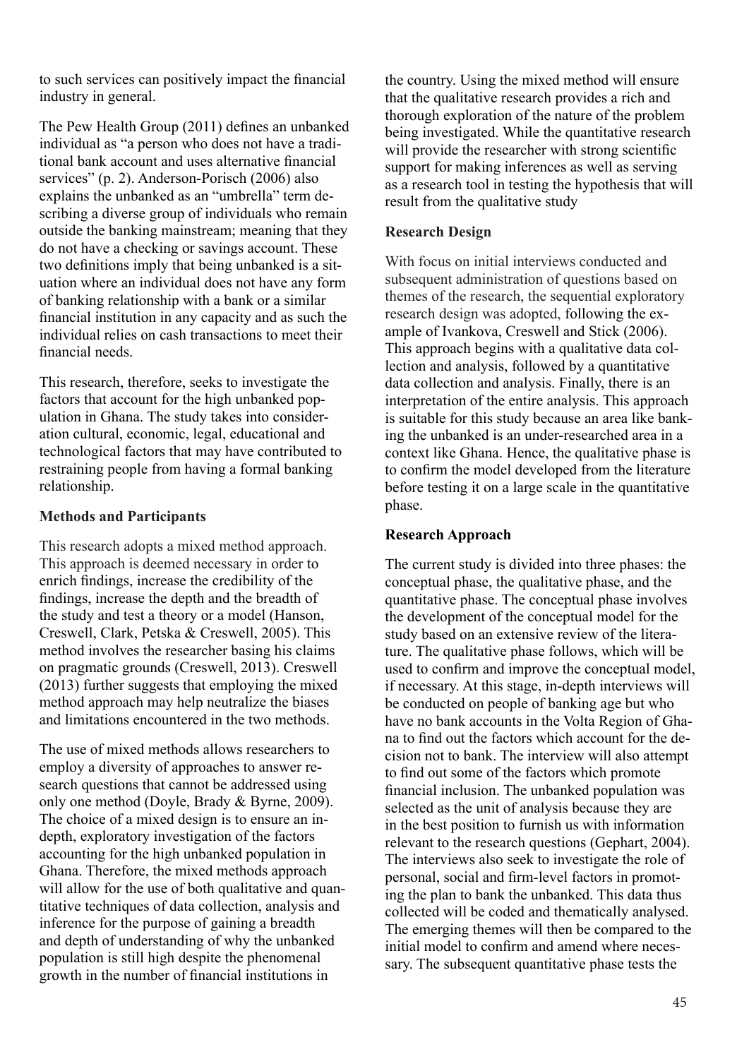to such services can positively impact the financial industry in general.

The Pew Health Group (2011) defines an unbanked individual as "a person who does not have a traditional bank account and uses alternative financial services" (p. 2). Anderson-Porisch (2006) also explains the unbanked as an "umbrella" term describing a diverse group of individuals who remain outside the banking mainstream; meaning that they do not have a checking or savings account. These two definitions imply that being unbanked is a situation where an individual does not have any form of banking relationship with a bank or a similar financial institution in any capacity and as such the individual relies on cash transactions to meet their financial needs.

This research, therefore, seeks to investigate the factors that account for the high unbanked population in Ghana. The study takes into consideration cultural, economic, legal, educational and technological factors that may have contributed to restraining people from having a formal banking relationship.

**Methods and Participants**

This research adopts a mixed method approach. This approach is deemed necessary in order to enrich findings, increase the credibility of the findings, increase the depth and the breadth of the study and test a theory or a model (Hanson, Creswell, Clark, Petska & Creswell, 2005). This method involves the researcher basing his claims on pragmatic grounds (Creswell, 2013). Creswell (2013) further suggests that employing the mixed method approach may help neutralize the biases and limitations encountered in the two methods.

The use of mixed methods allows researchers to employ a diversity of approaches to answer research questions that cannot be addressed using only one method (Doyle, Brady & Byrne, 2009). The choice of a mixed design is to ensure an in-depth, exploratory investigation of the factors accounting for the high unbanked population in Ghana. Therefore, the mixed methods approach will allow for the use of both qualitative and quantitative techniques of data collection, analysis and inference for the purpose of gaining a breadth and depth of understanding of why the unbanked population is still high despite the phenomenal growth in the number of financial institutions in the country. Using the mixed method will ensure that the qualitative research provides a rich and thorough exploration of the nature of the problem being investigated. While the quantitative research will provide the researcher with strong scientific support for making inferences as well as serving as a research tool in testing the hypothesis that will result from the qualitative study

**Research Design**

With focus on initial interviews conducted and subsequent administration of questions based on themes of the research, the sequential exploratory research design was adopted, following the example of Ivankova, Creswell and Stick (2006). This approach begins with a qualitative data collection and analysis, followed by a quantitative data collection and analysis. Finally, there is an interpretation of the entire analysis. This approach is suitable for this study because an area like banking the unbanked is an under-researched area in a context like Ghana. Hence, the qualitative phase is to confirm the model developed from the literature before testing it on a large scale in the quantitative phase.

**Research Approach**

The current study is divided into three phases: the conceptual phase, the qualitative phase, and the quantitative phase. The conceptual phase involves the development of the conceptual model for the study based on an extensive review of the literature. The qualitative phase follows, which will be used to confirm and improve the conceptual model, if necessary. At this stage, in-depth interviews will be conducted on people of banking age but who have no bank accounts in the Volta Region of Ghana to find out the factors which account for the decision not to bank. The interview will also attempt to find out some of the factors which promote financial inclusion. The unbanked population was selected as the unit of analysis because they are in the best position to furnish us with information relevant to the research questions (Gephart, 2004). The interviews also seek to investigate the role of personal, social and firm-level factors in promoting the plan to bank the unbanked. This data thus collected will be coded and thematically analysed. The emerging themes will then be compared to the initial model to confirm and amend where necessary. The subsequent quantitative phase tests the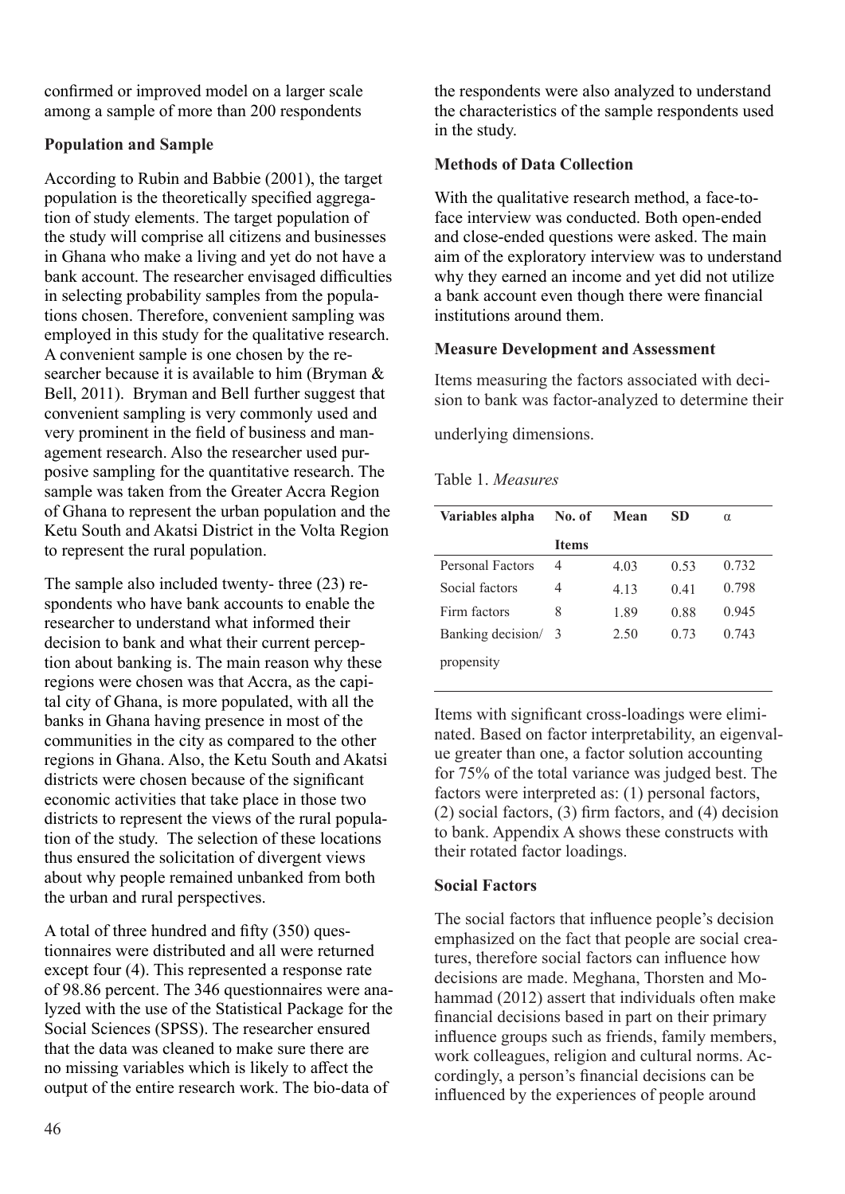confirmed or improved model on a larger scale among a sample of more than 200 respondents

**Population and Sample**

According to Rubin and Babbie (2001), the target population is the theoretically specified aggregation of study elements. The target population of the study will comprise all citizens and businesses in Ghana who make a living and yet do not have a bank account. The researcher envisaged difficulties in selecting probability samples from the populations chosen. Therefore, convenient sampling was employed in this study for the qualitative research. A convenient sample is one chosen by the researcher because it is available to him (Bryman & Bell, 2011). Bryman and Bell further suggest that convenient sampling is very commonly used and very prominent in the field of business and management research. Also the researcher used purposive sampling for the quantitative research. The sample was taken from the Greater Accra Region of Ghana to represent the urban population and the Ketu South and Akatsi District in the Volta Region to represent the rural population.

The sample also included twenty- three (23) respondents who have bank accounts to enable the researcher to understand what informed their decision to bank and what their current perception about banking is. The main reason why these regions were chosen was that Accra, as the capital city of Ghana, is more populated, with all the banks in Ghana having presence in most of the communities in the city as compared to the other regions in Ghana. Also, the Ketu South and Akatsi districts were chosen because of the significant economic activities that take place in those two districts to represent the views of the rural population of the study. The selection of these locations thus ensured the solicitation of divergent views about why people remained unbanked from both the urban and rural perspectives.

A total of three hundred and fifty (350) questionnaires were distributed and all were returned except four (4). This represented a response rate of 98.86 percent. The 346 questionnaires were analyzed with the use of the Statistical Package for the Social Sciences (SPSS). The researcher ensured that the data was cleaned to make sure there are no missing variables which is likely to affect the output of the entire research work. The bio-data of the respondents were also analyzed to understand the characteristics of the sample respondents used in the study.

**Methods of Data Collection**

With the qualitative research method, a face-to-face interview was conducted. Both open-ended and close-ended questions were asked. The main aim of the exploratory interview was to understand why they earned an income and yet did not utilize a bank account even though there were financial institutions around them.

**Measure Development and Assessment**

Items measuring the factors associated with decision to bank was factor-analyzed to determine their underlying dimensions.

Table 1. *Measures*

| Variables alpha | No. of Items | Mean | SD | α |
|---|---|---|---|---|
| Personal Factors | 4 | 4.03 | 0.53 | 0.732 |
| Social factors | 4 | 4.13 | 0.41 | 0.798 |
| Firm factors | 8 | 1.89 | 0.88 | 0.945 |
| Banking decision/ propensity | 3 | 2.50 | 0.73 | 0.743 |

Items with significant cross-loadings were eliminated. Based on factor interpretability, an eigenvalue greater than one, a factor solution accounting for 75% of the total variance was judged best. The factors were interpreted as: (1) personal factors, (2) social factors, (3) firm factors, and (4) decision to bank. Appendix A shows these constructs with their rotated factor loadings.

**Social Factors**

The social factors that influence people's decision emphasized on the fact that people are social creatures, therefore social factors can influence how decisions are made. Meghana, Thorsten and Mohammad (2012) assert that individuals often make financial decisions based in part on their primary influence groups such as friends, family members, work colleagues, religion and cultural norms. Accordingly, a person's financial decisions can be influenced by the experiences of people around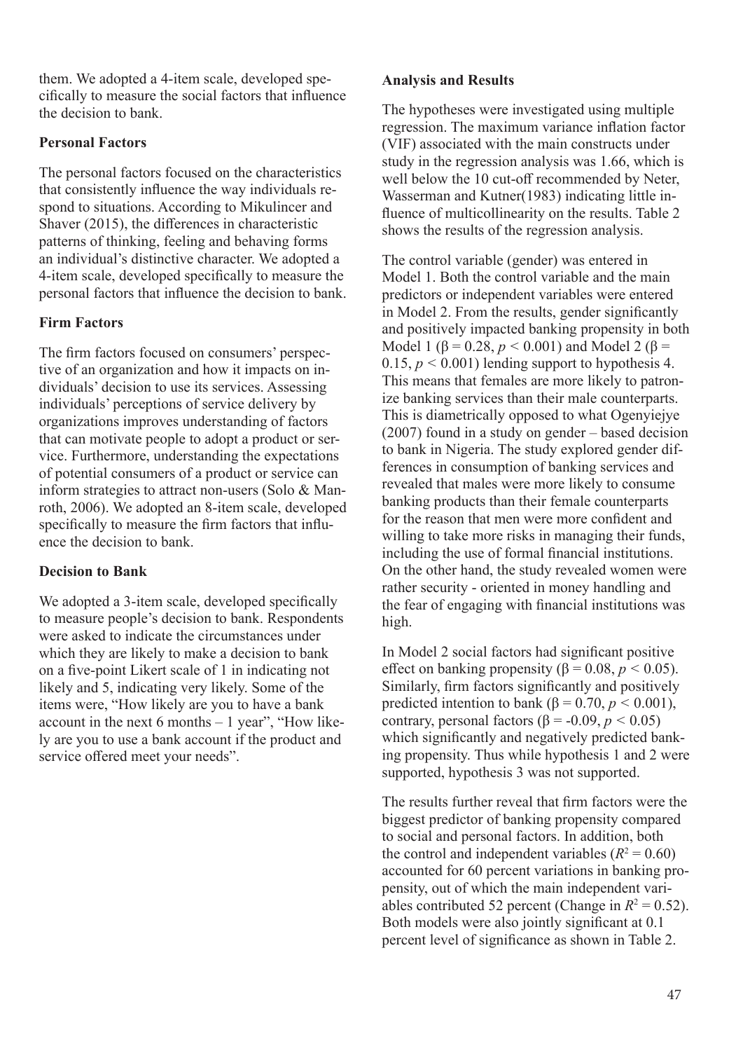them. We adopted a 4-item scale, developed specifically to measure the social factors that influence the decision to bank.

### Personal Factors

The personal factors focused on the characteristics that consistently influence the way individuals respond to situations. According to Mikulincer and Shaver (2015), the differences in characteristic patterns of thinking, feeling and behaving forms an individual's distinctive character. We adopted a 4-item scale, developed specifically to measure the personal factors that influence the decision to bank.

### Firm Factors

The firm factors focused on consumers' perspective of an organization and how it impacts on individuals' decision to use its services. Assessing individuals' perceptions of service delivery by organizations improves understanding of factors that can motivate people to adopt a product or service. Furthermore, understanding the expectations of potential consumers of a product or service can inform strategies to attract non-users (Solo & Manroth, 2006). We adopted an 8-item scale, developed specifically to measure the firm factors that influence the decision to bank.

### Decision to Bank

We adopted a 3-item scale, developed specifically to measure people's decision to bank. Respondents were asked to indicate the circumstances under which they are likely to make a decision to bank on a five-point Likert scale of 1 in indicating not likely and 5, indicating very likely. Some of the items were, "How likely are you to have a bank account in the next 6 months – 1 year", "How likely are you to use a bank account if the product and service offered meet your needs".

### Analysis and Results

The hypotheses were investigated using multiple regression. The maximum variance inflation factor (VIF) associated with the main constructs under study in the regression analysis was 1.66, which is well below the 10 cut-off recommended by Neter, Wasserman and Kutner(1983) indicating little influence of multicollinearity on the results. Table 2 shows the results of the regression analysis.

The control variable (gender) was entered in Model 1. Both the control variable and the main predictors or independent variables were entered in Model 2. From the results, gender significantly and positively impacted banking propensity in both Model 1 ($\beta = 0.28$, $p < 0.001$) and Model 2 ($\beta = 0.15$, $p < 0.001$) lending support to hypothesis 4. This means that females are more likely to patronize banking services than their male counterparts. This is diametrically opposed to what Ogenyiejye (2007) found in a study on gender – based decision to bank in Nigeria. The study explored gender differences in consumption of banking services and revealed that males were more likely to consume banking products than their female counterparts for the reason that men were more confident and willing to take more risks in managing their funds, including the use of formal financial institutions. On the other hand, the study revealed women were rather security - oriented in money handling and the fear of engaging with financial institutions was high.

In Model 2 social factors had significant positive effect on banking propensity ($\beta = 0.08$, $p < 0.05$). Similarly, firm factors significantly and positively predicted intention to bank ($\beta = 0.70$, $p < 0.001$), contrary, personal factors ($\beta = -0.09$, $p < 0.05$) which significantly and negatively predicted banking propensity. Thus while hypothesis 1 and 2 were supported, hypothesis 3 was not supported.

The results further reveal that firm factors were the biggest predictor of banking propensity compared to social and personal factors. In addition, both the control and independent variables ($R^2 = 0.60$) accounted for 60 percent variations in banking propensity, out of which the main independent variables contributed 52 percent (Change in $R^2 = 0.52$). Both models were also jointly significant at 0.1 percent level of significance as shown in Table 2.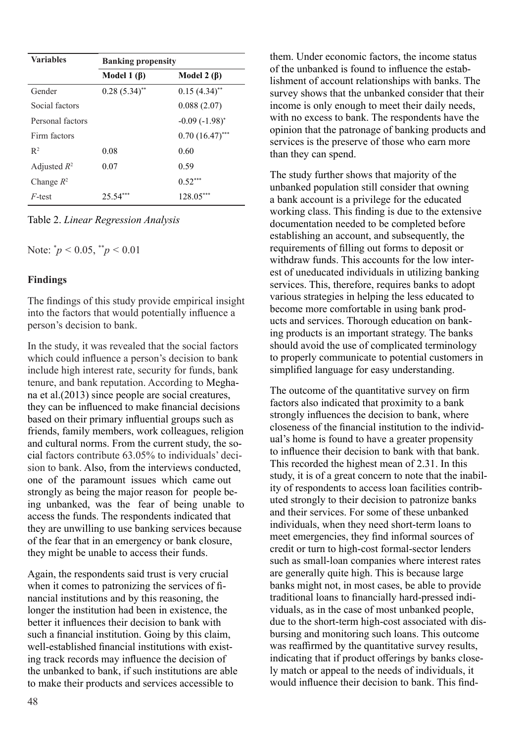| Variables | Banking propensity | |
|---|---|---|
| | Model 1 (β) | Model 2 (β) |
| Gender | 0.28 (5.34)** | 0.15 (4.34)** |
| Social factors | | 0.088 (2.07) |
| Personal factors | | -0.09 (-1.98)* |
| Firm factors | | 0.70 (16.47)*** |
| $R^2$ | 0.08 | 0.60 |
| Adjusted $R^2$ | 0.07 | 0.59 |
| Change $R^2$ | | 0.52*** |
| *F*-test | 25.54*** | 128.05*** |

Table 2. *Linear Regression Analysis*

Note: $^{*}p < 0.05$, $^{**}p < 0.01$

## Findings

The findings of this study provide empirical insight into the factors that would potentially influence a person's decision to bank.

In the study, it was revealed that the social factors which could influence a person's decision to bank include high interest rate, security for funds, bank tenure, and bank reputation. According to Meghana et al.(2013) since people are social creatures, they can be influenced to make financial decisions based on their primary influential groups such as friends, family members, work colleagues, religion and cultural norms. From the current study, the social factors contribute 63.05% to individuals' decision to bank. Also, from the interviews conducted, one of the paramount issues which came out strongly as being the major reason for people being unbanked, was the fear of being unable to access the funds. The respondents indicated that they are unwilling to use banking services because of the fear that in an emergency or bank closure, they might be unable to access their funds.

Again, the respondents said trust is very crucial when it comes to patronizing the services of financial institutions and by this reasoning, the longer the institution had been in existence, the better it influences their decision to bank with such a financial institution. Going by this claim, well-established financial institutions with existing track records may influence the decision of the unbanked to bank, if such institutions are able to make their products and services accessible to them. Under economic factors, the income status of the unbanked is found to influence the establishment of account relationships with banks. The survey shows that the unbanked consider that their income is only enough to meet their daily needs, with no excess to bank. The respondents have the opinion that the patronage of banking products and services is the preserve of those who earn more than they can spend.

The study further shows that majority of the unbanked population still consider that owning a bank account is a privilege for the educated working class. This finding is due to the extensive documentation needed to be completed before establishing an account, and subsequently, the requirements of filling out forms to deposit or withdraw funds. This accounts for the low interest of uneducated individuals in utilizing banking services. This, therefore, requires banks to adopt various strategies in helping the less educated to become more comfortable in using bank products and services. Thorough education on banking products is an important strategy. The banks should avoid the use of complicated terminology to properly communicate to potential customers in simplified language for easy understanding.

The outcome of the quantitative survey on firm factors also indicated that proximity to a bank strongly influences the decision to bank, where closeness of the financial institution to the individual's home is found to have a greater propensity to influence their decision to bank with that bank. This recorded the highest mean of 2.31. In this study, it is of a great concern to note that the inability of respondents to access loan facilities contributed strongly to their decision to patronize banks and their services. For some of these unbanked individuals, when they need short-term loans to meet emergencies, they find informal sources of credit or turn to high-cost formal-sector lenders such as small-loan companies where interest rates are generally quite high. This is because large banks might not, in most cases, be able to provide traditional loans to financially hard-pressed individuals, as in the case of most unbanked people, due to the short-term high-cost associated with disbursing and monitoring such loans. This outcome was reaffirmed by the quantitative survey results, indicating that if product offerings by banks closely match or appeal to the needs of individuals, it would influence their decision to bank. This find-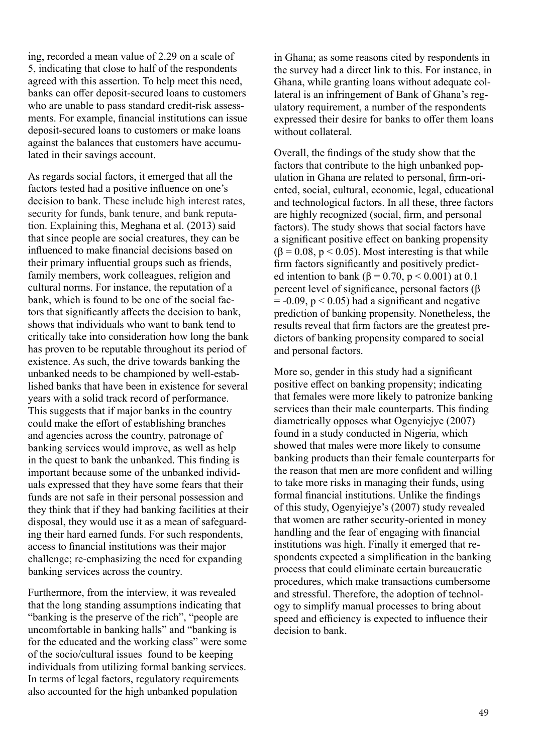ing, recorded a mean value of 2.29 on a scale of 5, indicating that close to half of the respondents agreed with this assertion. To help meet this need, banks can offer deposit-secured loans to customers who are unable to pass standard credit-risk assessments. For example, financial institutions can issue deposit-secured loans to customers or make loans against the balances that customers have accumulated in their savings account.

As regards social factors, it emerged that all the factors tested had a positive influence on one's decision to bank. These include high interest rates, security for funds, bank tenure, and bank reputation. Explaining this, Meghana et al. (2013) said that since people are social creatures, they can be influenced to make financial decisions based on their primary influential groups such as friends, family members, work colleagues, religion and cultural norms. For instance, the reputation of a bank, which is found to be one of the social factors that significantly affects the decision to bank, shows that individuals who want to bank tend to critically take into consideration how long the bank has proven to be reputable throughout its period of existence. As such, the drive towards banking the unbanked needs to be championed by well-established banks that have been in existence for several years with a solid track record of performance. This suggests that if major banks in the country could make the effort of establishing branches and agencies across the country, patronage of banking services would improve, as well as help in the quest to bank the unbanked. This finding is important because some of the unbanked individuals expressed that they have some fears that their funds are not safe in their personal possession and they think that if they had banking facilities at their disposal, they would use it as a mean of safeguarding their hard earned funds. For such respondents, access to financial institutions was their major challenge; re-emphasizing the need for expanding banking services across the country.

Furthermore, from the interview, it was revealed that the long standing assumptions indicating that "banking is the preserve of the rich", "people are uncomfortable in banking halls" and "banking is for the educated and the working class" were some of the socio/cultural issues found to be keeping individuals from utilizing formal banking services. In terms of legal factors, regulatory requirements also accounted for the high unbanked population in Ghana; as some reasons cited by respondents in the survey had a direct link to this. For instance, in Ghana, while granting loans without adequate collateral is an infringement of Bank of Ghana's regulatory requirement, a number of the respondents expressed their desire for banks to offer them loans without collateral.

Overall, the findings of the study show that the factors that contribute to the high unbanked population in Ghana are related to personal, firm-oriented, social, cultural, economic, legal, educational and technological factors. In all these, three factors are highly recognized (social, firm, and personal factors). The study shows that social factors have a significant positive effect on banking propensity ($\beta = 0.08$, $p < 0.05$). Most interesting is that while firm factors significantly and positively predicted intention to bank ($\beta = 0.70$, $p < 0.001$) at 0.1 percent level of significance, personal factors ($\beta = -0.09$, $p < 0.05$) had a significant and negative prediction of banking propensity. Nonetheless, the results reveal that firm factors are the greatest predictors of banking propensity compared to social and personal factors.

More so, gender in this study had a significant positive effect on banking propensity; indicating that females were more likely to patronize banking services than their male counterparts. This finding diametrically opposes what Ogenyiejye (2007) found in a study conducted in Nigeria, which showed that males were more likely to consume banking products than their female counterparts for the reason that men are more confident and willing to take more risks in managing their funds, using formal financial institutions. Unlike the findings of this study, Ogenyiejye's (2007) study revealed that women are rather security-oriented in money handling and the fear of engaging with financial institutions was high. Finally it emerged that respondents expected a simplification in the banking process that could eliminate certain bureaucratic procedures, which make transactions cumbersome and stressful. Therefore, the adoption of technology to simplify manual processes to bring about speed and efficiency is expected to influence their decision to bank.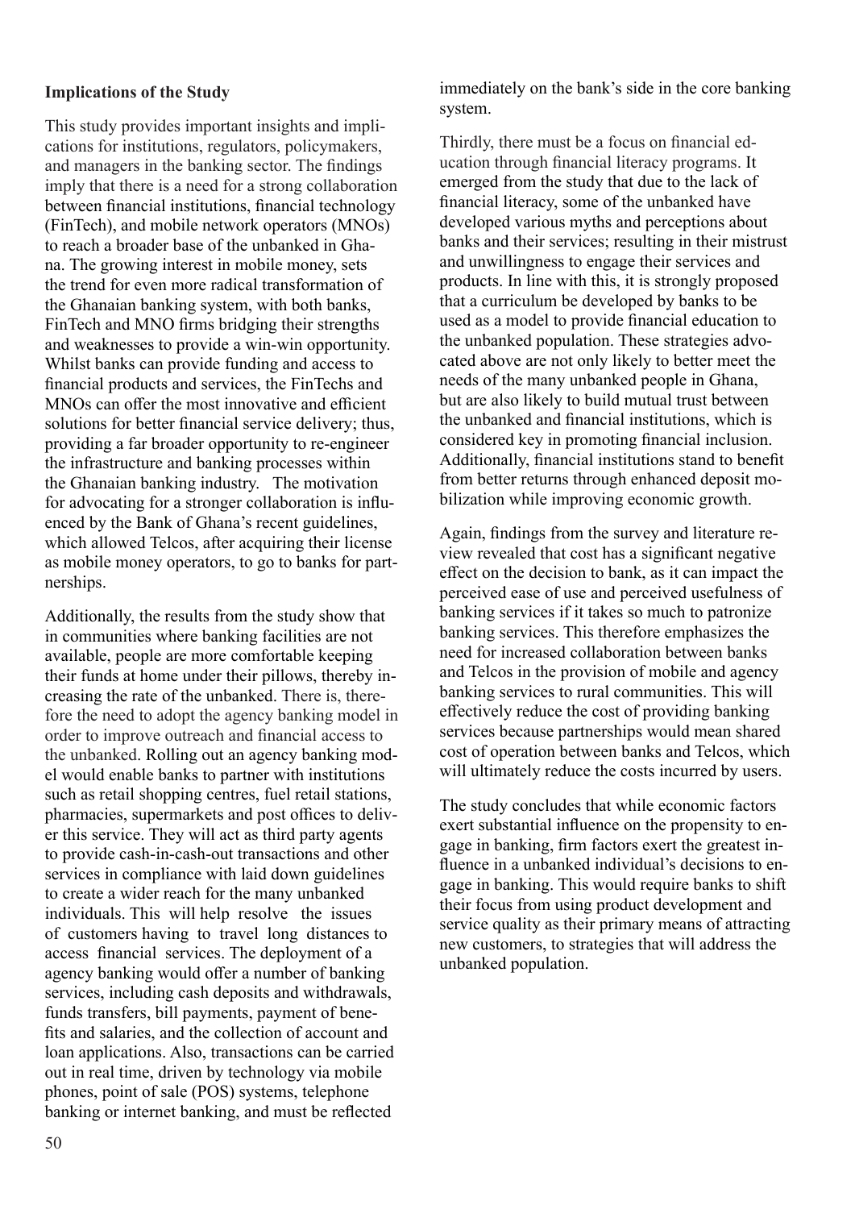**Implications of the Study**

This study provides important insights and implications for institutions, regulators, policymakers, and managers in the banking sector. The findings imply that there is a need for a strong collaboration between financial institutions, financial technology (FinTech), and mobile network operators (MNOs) to reach a broader base of the unbanked in Ghana. The growing interest in mobile money, sets the trend for even more radical transformation of the Ghanaian banking system, with both banks, FinTech and MNO firms bridging their strengths and weaknesses to provide a win-win opportunity. Whilst banks can provide funding and access to financial products and services, the FinTechs and MNOs can offer the most innovative and efficient solutions for better financial service delivery; thus, providing a far broader opportunity to re-engineer the infrastructure and banking processes within the Ghanaian banking industry. The motivation for advocating for a stronger collaboration is influenced by the Bank of Ghana's recent guidelines, which allowed Telcos, after acquiring their license as mobile money operators, to go to banks for partnerships.

Additionally, the results from the study show that in communities where banking facilities are not available, people are more comfortable keeping their funds at home under their pillows, thereby increasing the rate of the unbanked. There is, therefore the need to adopt the agency banking model in order to improve outreach and financial access to the unbanked. Rolling out an agency banking model would enable banks to partner with institutions such as retail shopping centres, fuel retail stations, pharmacies, supermarkets and post offices to deliver this service. They will act as third party agents to provide cash-in-cash-out transactions and other services in compliance with laid down guidelines to create a wider reach for the many unbanked individuals. This will help resolve the issues of customers having to travel long distances to access financial services. The deployment of a agency banking would offer a number of banking services, including cash deposits and withdrawals, funds transfers, bill payments, payment of benefits and salaries, and the collection of account and loan applications. Also, transactions can be carried out in real time, driven by technology via mobile phones, point of sale (POS) systems, telephone banking or internet banking, and must be reflected immediately on the bank's side in the core banking system.

Thirdly, there must be a focus on financial education through financial literacy programs. It emerged from the study that due to the lack of financial literacy, some of the unbanked have developed various myths and perceptions about banks and their services; resulting in their mistrust and unwillingness to engage their services and products. In line with this, it is strongly proposed that a curriculum be developed by banks to be used as a model to provide financial education to the unbanked population. These strategies advocated above are not only likely to better meet the needs of the many unbanked people in Ghana, but are also likely to build mutual trust between the unbanked and financial institutions, which is considered key in promoting financial inclusion. Additionally, financial institutions stand to benefit from better returns through enhanced deposit mobilization while improving economic growth.

Again, findings from the survey and literature review revealed that cost has a significant negative effect on the decision to bank, as it can impact the perceived ease of use and perceived usefulness of banking services if it takes so much to patronize banking services. This therefore emphasizes the need for increased collaboration between banks and Telcos in the provision of mobile and agency banking services to rural communities. This will effectively reduce the cost of providing banking services because partnerships would mean shared cost of operation between banks and Telcos, which will ultimately reduce the costs incurred by users.

The study concludes that while economic factors exert substantial influence on the propensity to engage in banking, firm factors exert the greatest influence in a unbanked individual's decisions to engage in banking. This would require banks to shift their focus from using product development and service quality as their primary means of attracting new customers, to strategies that will address the unbanked population.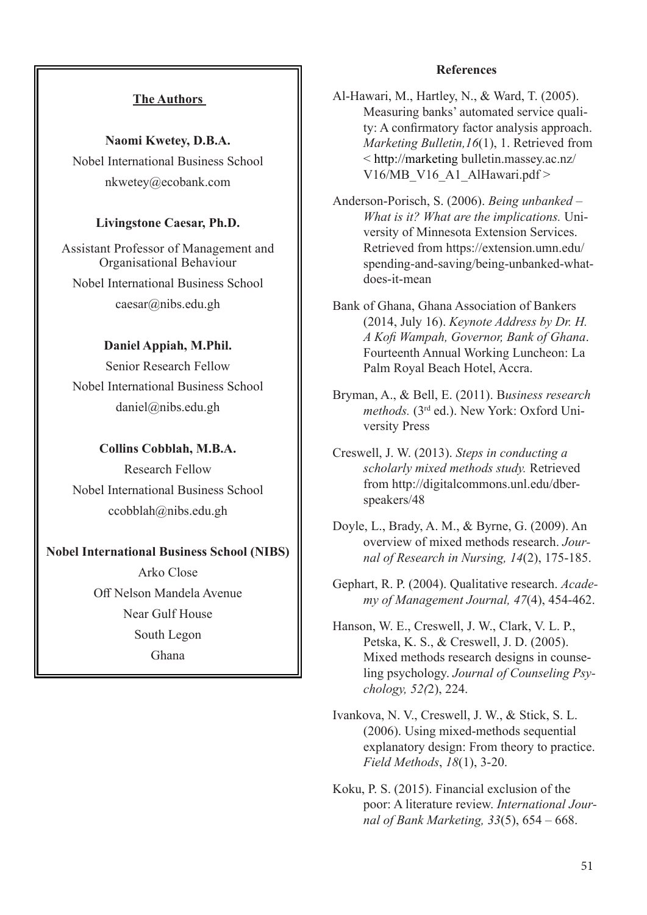## The Authors

**Naomi Kwetey, D.B.A.**
Nobel International Business School
nkwetey@ecobank.com

**Livingstone Caesar, Ph.D.**
Assistant Professor of Management and Organisational Behaviour
Nobel International Business School
caesar@nibs.edu.gh

**Daniel Appiah, M.Phil.**
Senior Research Fellow
Nobel International Business School
daniel@nibs.edu.gh

**Collins Cobblah, M.B.A.**
Research Fellow
Nobel International Business School
ccobblah@nibs.edu.gh

**Nobel International Business School (NIBS)**
Arko Close
Off Nelson Mandela Avenue
Near Gulf House
South Legon
Ghana

## References

Al-Hawari, M., Hartley, N., & Ward, T. (2005). Measuring banks' automated service quality: A confirmatory factor analysis approach. *Marketing Bulletin,16*(1), 1. Retrieved from < http://marketing bulletin.massey.ac.nz/V16/MB_V16_A1_AlHawari.pdf >

Anderson-Porisch, S. (2006). *Being unbanked – What is it? What are the implications.* University of Minnesota Extension Services. Retrieved from https://extension.umn.edu/spending-and-saving/being-unbanked-what-does-it-mean

Bank of Ghana, Ghana Association of Bankers (2014, July 16). *Keynote Address by Dr. H. A Kofi Wampah, Governor, Bank of Ghana*. Fourteenth Annual Working Luncheon: La Palm Royal Beach Hotel, Accra.

Bryman, A., & Bell, E. (2011). B*usiness research methods.* (3rd ed.). New York: Oxford University Press

Creswell, J. W. (2013). *Steps in conducting a scholarly mixed methods study.* Retrieved from http://digitalcommons.unl.edu/dberspeakers/48

Doyle, L., Brady, A. M., & Byrne, G. (2009). An overview of mixed methods research. *Journal of Research in Nursing, 14*(2), 175-185.

Gephart, R. P. (2004). Qualitative research. *Academy of Management Journal, 47*(4), 454-462.

Hanson, W. E., Creswell, J. W., Clark, V. L. P., Petska, K. S., & Creswell, J. D. (2005). Mixed methods research designs in counseling psychology. *Journal of Counseling Psychology, 52(*2), 224.

Ivankova, N. V., Creswell, J. W., & Stick, S. L. (2006). Using mixed-methods sequential explanatory design: From theory to practice. *Field Methods*, *18*(1), 3-20.

Koku, P. S. (2015). Financial exclusion of the poor: A literature review. *International Journal of Bank Marketing, 33*(5), 654 – 668.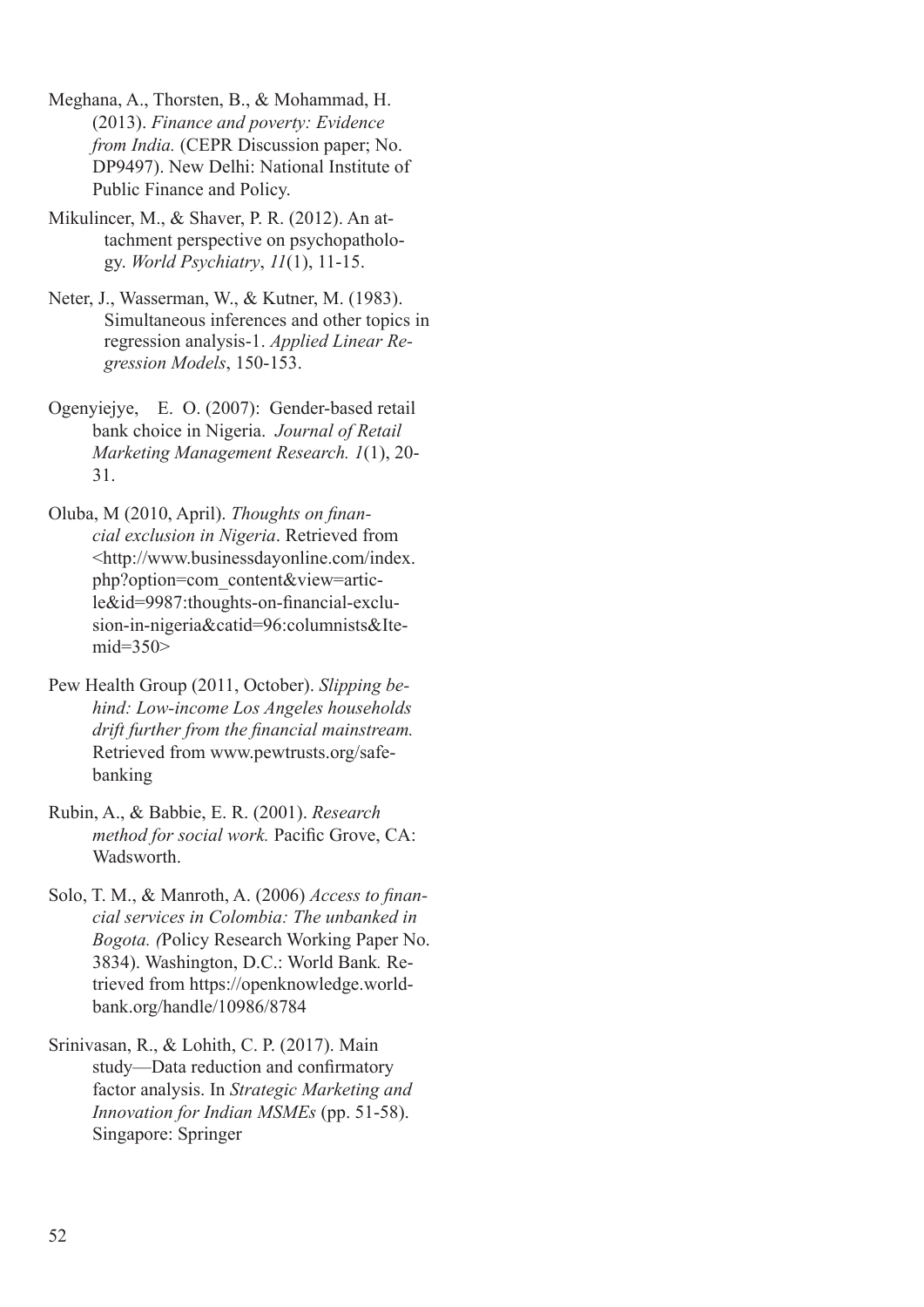Meghana, A., Thorsten, B., & Mohammad, H. (2013). *Finance and poverty: Evidence from India.* (CEPR Discussion paper; No. DP9497). New Delhi: National Institute of Public Finance and Policy.

Mikulincer, M., & Shaver, P. R. (2012). An attachment perspective on psychopathology. *World Psychiatry*, *11*(1), 11-15.

Neter, J., Wasserman, W., & Kutner, M. (1983). Simultaneous inferences and other topics in regression analysis-1. *Applied Linear Regression Models*, 150-153.

Ogenyiejye, E. O. (2007): Gender-based retail bank choice in Nigeria. *Journal of Retail Marketing Management Research. 1*(1), 20-31.

Oluba, M (2010, April). *Thoughts on financial exclusion in Nigeria*. Retrieved from <http://www.businessdayonline.com/index.php?option=com_content&view=article&id=9987:thoughts-on-financial-exclusion-in-nigeria&catid=96:columnists&Itemid=350>

Pew Health Group (2011, October). *Slipping behind: Low-income Los Angeles households drift further from the financial mainstream.* Retrieved from www.pewtrusts.org/safebanking

Rubin, A., & Babbie, E. R. (2001). *Research method for social work.* Pacific Grove, CA: Wadsworth.

Solo, T. M., & Manroth, A. (2006) *Access to financial services in Colombia: The unbanked in Bogota. (*Policy Research Working Paper No. 3834). Washington, D.C.: World Bank*.* Retrieved from https://openknowledge.worldbank.org/handle/10986/8784

Srinivasan, R., & Lohith, C. P. (2017). Main study—Data reduction and confirmatory factor analysis. In *Strategic Marketing and Innovation for Indian MSMEs* (pp. 51-58). Singapore: Springer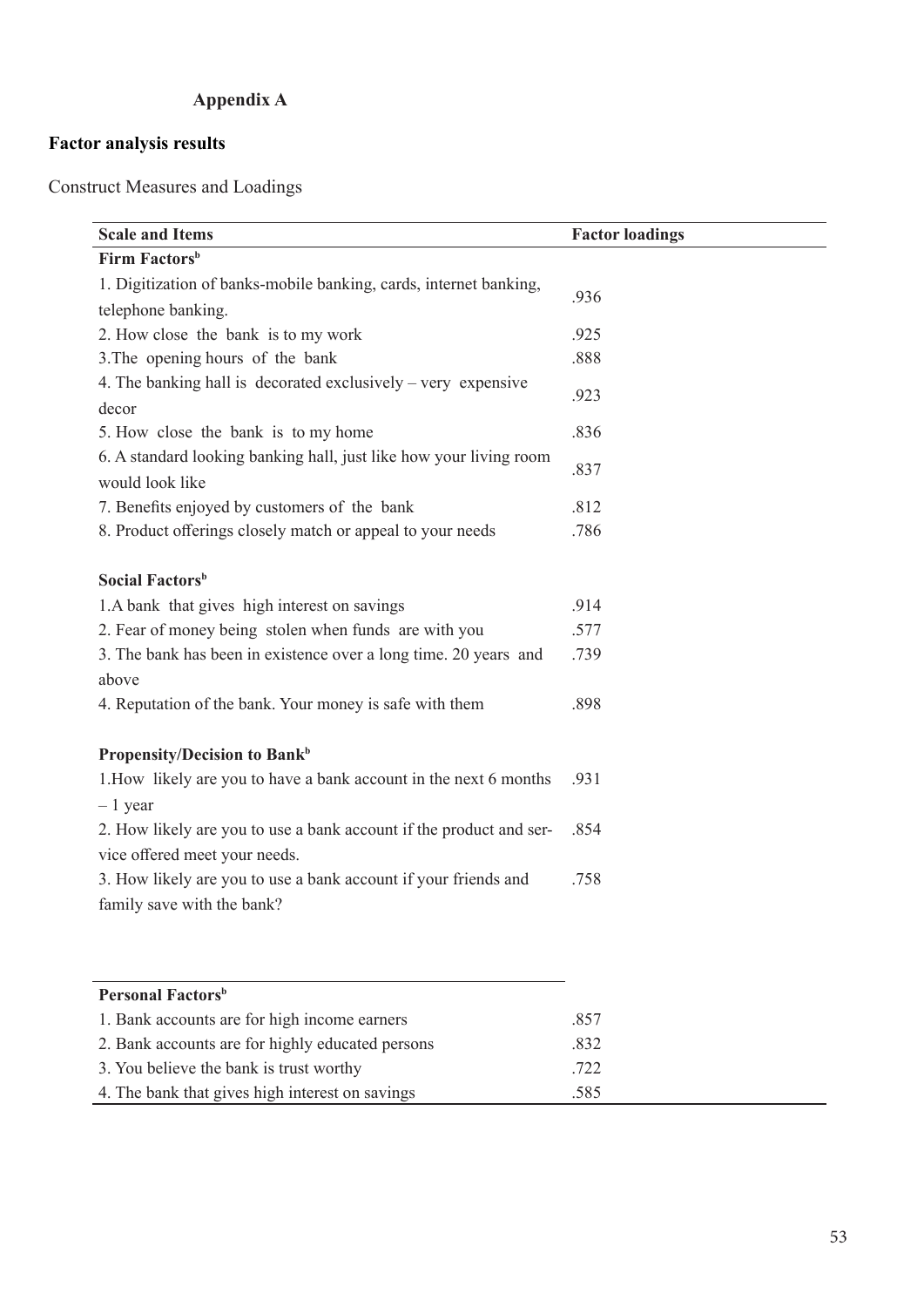## Appendix A

### Factor analysis results

Construct Measures and Loadings

| Scale and Items | Factor loadings |
|---|---|
| **Firm Factors[b]** | |
| 1. Digitization of banks-mobile banking, cards, internet banking, telephone banking. | .936 |
| 2. How close the bank is to my work | .925 |
| 3.The opening hours of the bank | .888 |
| 4. The banking hall is decorated exclusively – very expensive decor | .923 |
| 5. How close the bank is to my home | .836 |
| 6. A standard looking banking hall, just like how your living room would look like | .837 |
| 7. Benefits enjoyed by customers of the bank | .812 |
| 8. Product offerings closely match or appeal to your needs | .786 |
| **Social Factors[b]** | |
| 1.A bank that gives high interest on savings | .914 |
| 2. Fear of money being stolen when funds are with you | .577 |
| 3. The bank has been in existence over a long time. 20 years and above | .739 |
| 4. Reputation of the bank. Your money is safe with them | .898 |
| **Propensity/Decision to Bank[b]** | |
| 1.How likely are you to have a bank account in the next 6 months – 1 year | .931 |
| 2. How likely are you to use a bank account if the product and service offered meet your needs. | .854 |
| 3. How likely are you to use a bank account if your friends and family save with the bank? | .758 |
| **Personal Factors[b]** | |
| 1. Bank accounts are for high income earners | .857 |
| 2. Bank accounts are for highly educated persons | .832 |
| 3. You believe the bank is trust worthy | .722 |
| 4. The bank that gives high interest on savings | .585 |